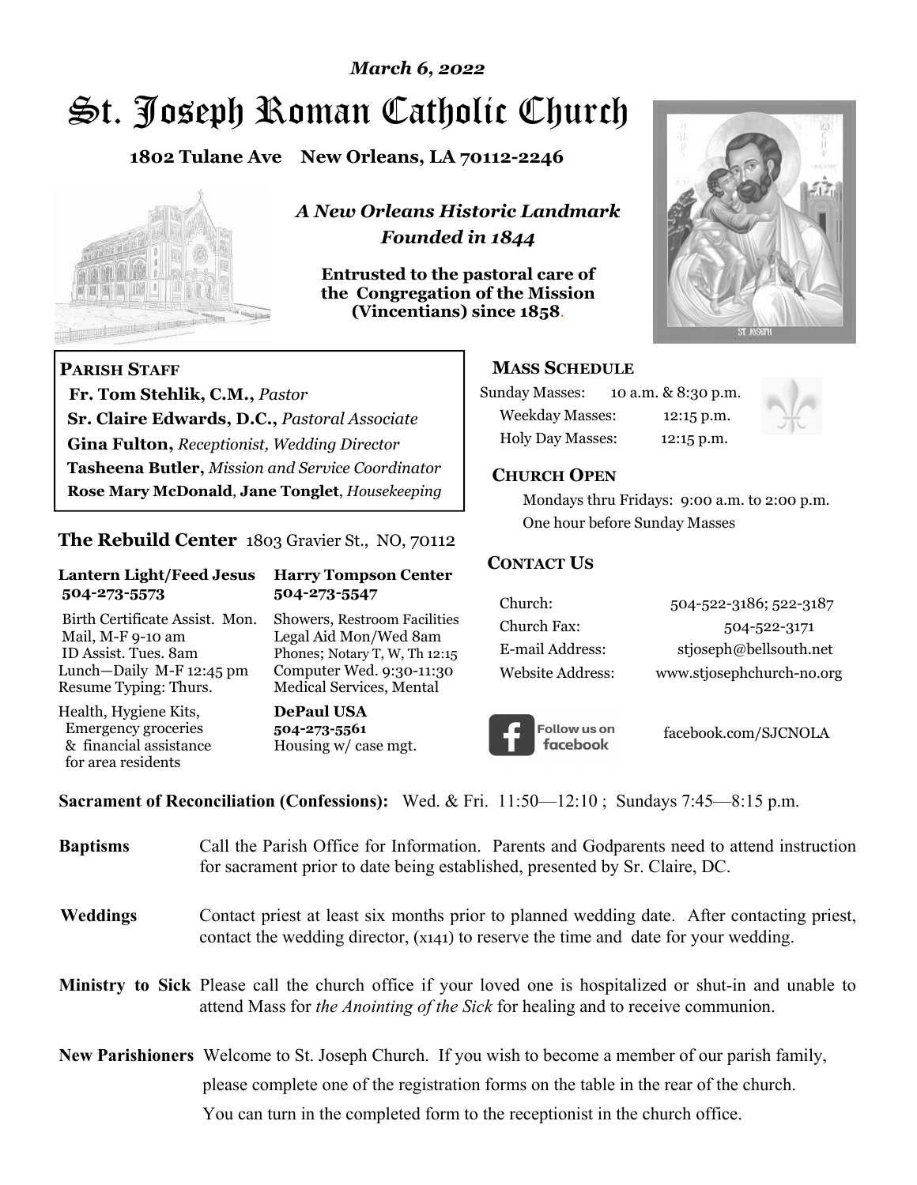*March 6, 2022*

# St. Joseph Roman Catholic Church

**1802 Tulane Ave New Orleans, LA 70112-2246**

***A New Orleans Historic Landmark***
***Founded in 1844***

**Entrusted to the pastoral care of the Congregation of the Mission (Vincentians) since 1858.**

**PARISH STAFF**

**Fr. Tom Stehlik, C.M.,** *Pastor*
**Sr. Claire Edwards, D.C.,** *Pastoral Associate*
**Gina Fulton,** *Receptionist, Wedding Director*
**Tasheena Butler,** *Mission and Service Coordinator*
**Rose Mary McDonald**, **Jane Tonglet**, *Housekeeping*

**The Rebuild Center** 1803 Gravier St., NO, 70112

**Lantern Light/Feed Jesus**
**504-273-5573**
Birth Certificate Assist. Mon.
Mail, M-F 9-10 am
ID Assist. Tues. 8am
Lunch—Daily M-F 12:45 pm
Resume Typing: Thurs.
Health, Hygiene Kits, Emergency groceries & financial assistance for area residents

**Harry Tompson Center**
**504-273-5547**
Showers, Restroom Facilities
Legal Aid Mon/Wed 8am
Phones; Notary T, W, Th 12:15
Computer Wed. 9:30-11:30
Medical Services, Mental

**DePaul USA**
**504-273-5561**
Housing w/ case mgt.

**MASS SCHEDULE**

Sunday Masses: 10 a.m. & 8:30 p.m.
Weekday Masses: 12:15 p.m.
Holy Day Masses: 12:15 p.m.

**CHURCH OPEN**

Mondays thru Fridays: 9:00 a.m. to 2:00 p.m.
One hour before Sunday Masses

**CONTACT US**

| | |
|---|---|
| Church: | 504-522-3186; 522-3187 |
| Church Fax: | 504-522-3171 |
| E-mail Address: | stjoseph@bellsouth.net |
| Website Address: | www.stjosephchurch-no.org |

Follow us on facebook — facebook.com/SJCNOLA

**Sacrament of Reconciliation (Confessions):** Wed. & Fri. 11:50—12:10 ; Sundays 7:45—8:15 p.m.

**Baptisms** Call the Parish Office for Information. Parents and Godparents need to attend instruction for sacrament prior to date being established, presented by Sr. Claire, DC.

**Weddings** Contact priest at least six months prior to planned wedding date. After contacting priest, contact the wedding director, (x141) to reserve the time and date for your wedding.

**Ministry to Sick** Please call the church office if your loved one is hospitalized or shut-in and unable to attend Mass for *the Anointing of the Sick* for healing and to receive communion.

**New Parishioners** Welcome to St. Joseph Church. If you wish to become a member of our parish family, please complete one of the registration forms on the table in the rear of the church. You can turn in the completed form to the receptionist in the church office.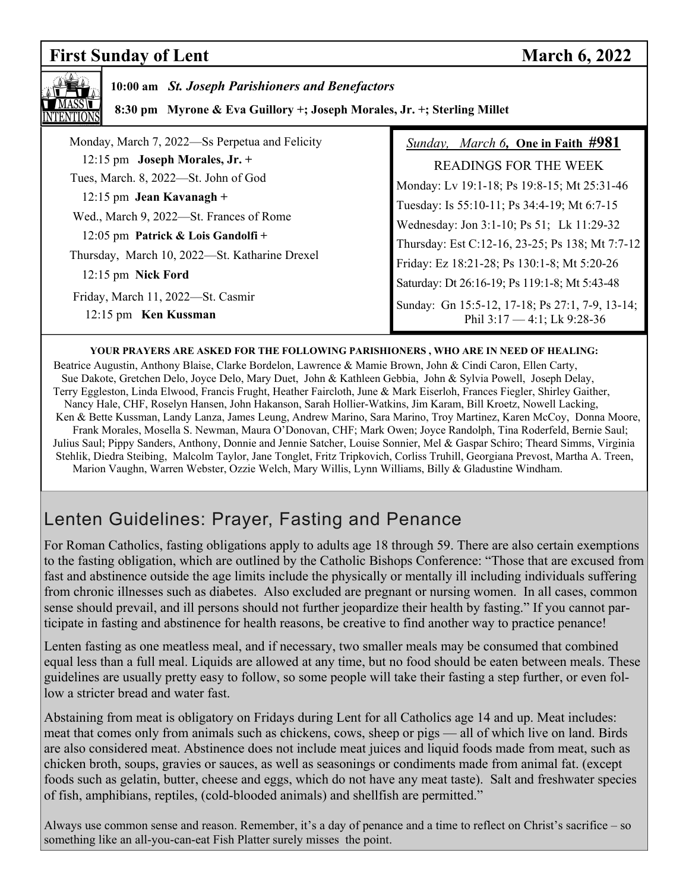## First Sunday of Lent — March 6, 2022

**MASS INTENTIONS**

**10:00 am** ***St. Joseph Parishioners and Benefactors***

**8:30 pm Myrone & Eva Guillory +; Joseph Morales, Jr. +; Sterling Millet**

Monday, March 7, 2022—Ss Perpetua and Felicity
12:15 pm **Joseph Morales, Jr. +**

Tues, March. 8, 2022—St. John of God
12:15 pm **Jean Kavanagh +**

Wed., March 9, 2022—St. Frances of Rome
12:05 pm **Patrick & Lois Gandolfi +**

Thursday, March 10, 2022—St. Katharine Drexel
12:15 pm **Nick Ford**

Friday, March 11, 2022—St. Casmir
12:15 pm **Ken Kussman**

*Sunday, March 6*, **One in Faith #981**

READINGS FOR THE WEEK

Monday: Lv 19:1-18; Ps 19:8-15; Mt 25:31-46
Tuesday: Is 55:10-11; Ps 34:4-19; Mt 6:7-15
Wednesday: Jon 3:1-10; Ps 51; Lk 11:29-32
Thursday: Est C:12-16, 23-25; Ps 138; Mt 7:7-12
Friday: Ez 18:21-28; Ps 130:1-8; Mt 5:20-26
Saturday: Dt 26:16-19; Ps 119:1-8; Mt 5:43-48
Sunday: Gn 15:5-12, 17-18; Ps 27:1, 7-9, 13-14; Phil 3:17 — 4:1; Lk 9:28-36

**YOUR PRAYERS ARE ASKED FOR THE FOLLOWING PARISHIONERS , WHO ARE IN NEED OF HEALING:**

Beatrice Augustin, Anthony Blaise, Clarke Bordelon, Lawrence & Mamie Brown, John & Cindi Caron, Ellen Carty, Sue Dakote, Gretchen Delo, Joyce Delo, Mary Duet, John & Kathleen Gebbia, John & Sylvia Powell, Joseph Delay, Terry Eggleston, Linda Elwood, Francis Frught, Heather Faircloth, June & Mark Eiserloh, Frances Fiegler, Shirley Gaither, Nancy Hale, CHF, Roselyn Hansen, John Hakanson, Sarah Hollier-Watkins, Jim Karam, Bill Kroetz, Nowell Lacking, Ken & Bette Kussman, Landy Lanza, James Leung, Andrew Marino, Sara Marino, Troy Martinez, Karen McCoy, Donna Moore, Frank Morales, Mosella S. Newman, Maura O'Donovan, CHF; Mark Owen; Joyce Randolph, Tina Roderfeld, Bernie Saul; Julius Saul; Pippy Sanders, Anthony, Donnie and Jennie Satcher, Louise Sonnier, Mel & Gaspar Schiro; Theard Simms, Virginia Stehlik, Diedra Steibing, Malcolm Taylor, Jane Tonglet, Fritz Tripkovich, Corliss Truhill, Georgiana Prevost, Martha A. Treen, Marion Vaughn, Warren Webster, Ozzie Welch, Mary Willis, Lynn Williams, Billy & Gladustine Windham.

## Lenten Guidelines: Prayer, Fasting and Penance

For Roman Catholics, fasting obligations apply to adults age 18 through 59. There are also certain exemptions to the fasting obligation, which are outlined by the Catholic Bishops Conference: "Those that are excused from fast and abstinence outside the age limits include the physically or mentally ill including individuals suffering from chronic illnesses such as diabetes. Also excluded are pregnant or nursing women. In all cases, common sense should prevail, and ill persons should not further jeopardize their health by fasting." If you cannot participate in fasting and abstinence for health reasons, be creative to find another way to practice penance!

Lenten fasting as one meatless meal, and if necessary, two smaller meals may be consumed that combined equal less than a full meal. Liquids are allowed at any time, but no food should be eaten between meals. These guidelines are usually pretty easy to follow, so some people will take their fasting a step further, or even follow a stricter bread and water fast.

Abstaining from meat is obligatory on Fridays during Lent for all Catholics age 14 and up. Meat includes: meat that comes only from animals such as chickens, cows, sheep or pigs — all of which live on land. Birds are also considered meat. Abstinence does not include meat juices and liquid foods made from meat, such as chicken broth, soups, gravies or sauces, as well as seasonings or condiments made from animal fat. (except foods such as gelatin, butter, cheese and eggs, which do not have any meat taste). Salt and freshwater species of fish, amphibians, reptiles, (cold-blooded animals) and shellfish are permitted."

Always use common sense and reason. Remember, it's a day of penance and a time to reflect on Christ's sacrifice – so something like an all-you-can-eat Fish Platter surely misses the point.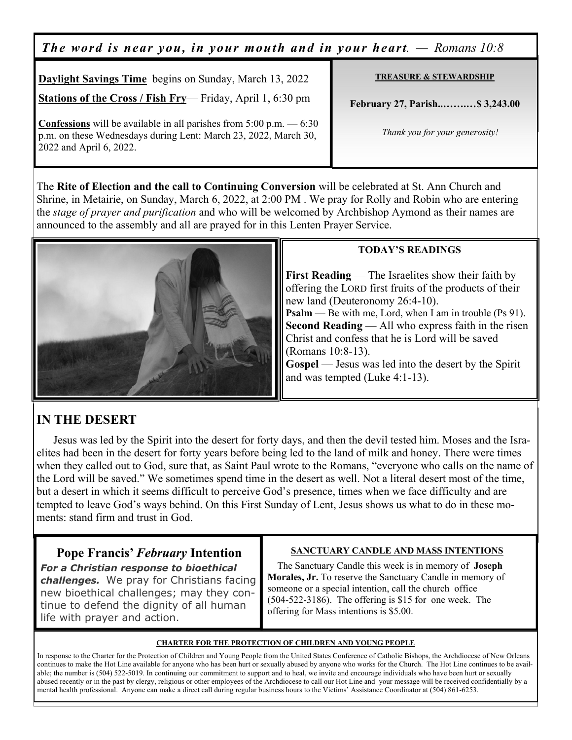*The word is near you, in your mouth and in your heart. — Romans 10:8*

**Daylight Savings Time** begins on Sunday, March 13, 2022

**Stations of the Cross / Fish Fry**— Friday, April 1, 6:30 pm

**Confessions** will be available in all parishes from 5:00 p.m. — 6:30 p.m. on these Wednesdays during Lent: March 23, 2022, March 30, 2022 and April 6, 2022.

**TREASURE & STEWARDSHIP**

**February 27, Parish...……..…$ 3,243.00**

*Thank you for your generosity!*

The **Rite of Election and the call to Continuing Conversion** will be celebrated at St. Ann Church and Shrine, in Metairie, on Sunday, March 6, 2022, at 2:00 PM . We pray for Rolly and Robin who are entering the *stage of prayer and purification* and who will be welcomed by Archbishop Aymond as their names are announced to the assembly and all are prayed for in this Lenten Prayer Service.

**TODAY'S READINGS**

**First Reading** — The Israelites show their faith by offering the LORD first fruits of the products of their new land (Deuteronomy 26:4-10).
**Psalm** — Be with me, Lord, when I am in trouble (Ps 91).
**Second Reading** — All who express faith in the risen Christ and confess that he is Lord will be saved (Romans 10:8-13).
**Gospel** — Jesus was led into the desert by the Spirit and was tempted (Luke 4:1-13).

## IN THE DESERT

Jesus was led by the Spirit into the desert for forty days, and then the devil tested him. Moses and the Israelites had been in the desert for forty years before being led to the land of milk and honey. There were times when they called out to God, sure that, as Saint Paul wrote to the Romans, "everyone who calls on the name of the Lord will be saved." We sometimes spend time in the desert as well. Not a literal desert most of the time, but a desert in which it seems difficult to perceive God's presence, times when we face difficulty and are tempted to leave God's ways behind. On this First Sunday of Lent, Jesus shows us what to do in these moments: stand firm and trust in God.

## Pope Francis' *February* Intention

***For a Christian response to bioethical challenges.*** We pray for Christians facing new bioethical challenges; may they continue to defend the dignity of all human life with prayer and action.

**SANCTUARY CANDLE AND MASS INTENTIONS**

The Sanctuary Candle this week is in memory of **Joseph Morales, Jr.** To reserve the Sanctuary Candle in memory of someone or a special intention, call the church office (504-522-3186). The offering is $15 for one week. The offering for Mass intentions is $5.00.

**CHARTER FOR THE PROTECTION OF CHILDREN AND YOUNG PEOPLE**

In response to the Charter for the Protection of Children and Young People from the United States Conference of Catholic Bishops, the Archdiocese of New Orleans continues to make the Hot Line available for anyone who has been hurt or sexually abused by anyone who works for the Church. The Hot Line continues to be available; the number is (504) 522-5019. In continuing our commitment to support and to heal, we invite and encourage individuals who have been hurt or sexually abused recently or in the past by clergy, religious or other employees of the Archdiocese to call our Hot Line and your message will be received confidentially by a mental health professional. Anyone can make a direct call during regular business hours to the Victims' Assistance Coordinator at (504) 861-6253.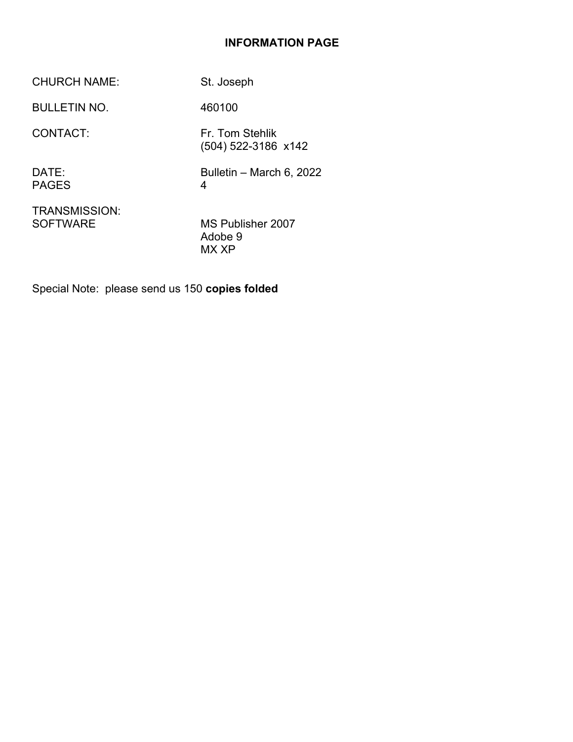# INFORMATION PAGE

| | |
|---|---|
| CHURCH NAME: | St. Joseph |
| BULLETIN NO. | 460100 |
| CONTACT: | Fr. Tom Stehlik<br>(504) 522-3186 x142 |
| DATE: | Bulletin – March 6, 2022 |
| PAGES | 4 |
| TRANSMISSION:<br>SOFTWARE | MS Publisher 2007<br>Adobe 9<br>MX XP |

Special Note: please send us 150 **copies folded**